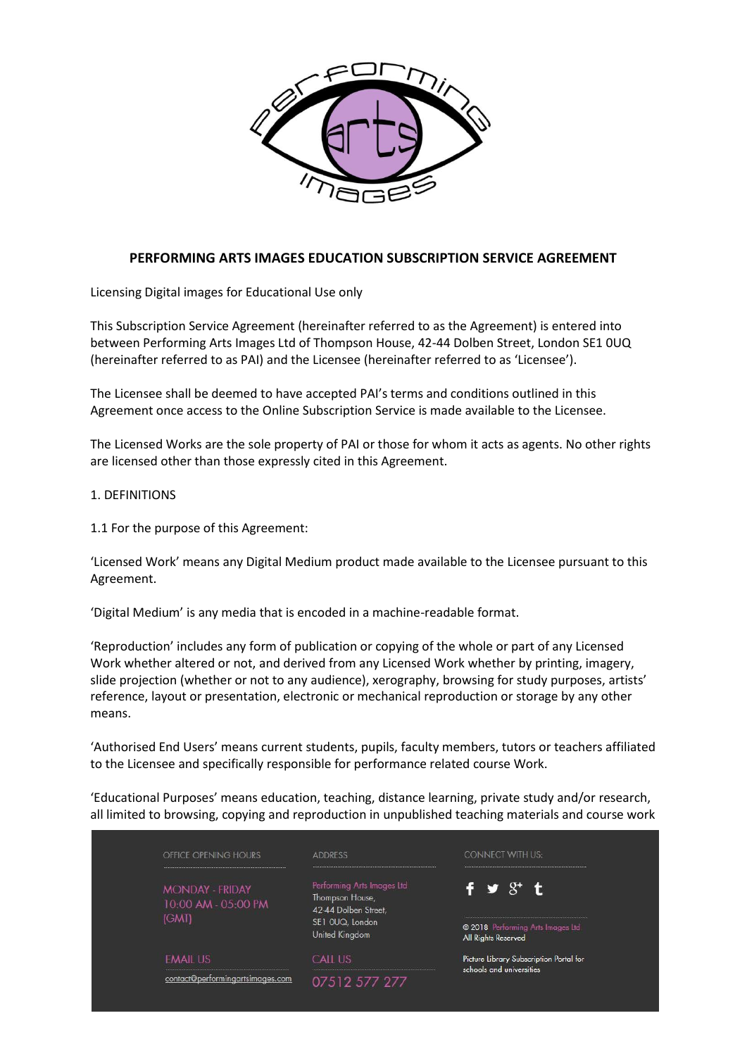**PERFORMING ARTS IMAGES EDUCATION SUBSCRIPTION SERVICE AGREEMENT**

Licensing Digital images for Educational Use only

This Subscription Service Agreement (hereinafter referred to as the Agreement) is entered into between Performing Arts Images Ltd of Thompson House, 42-44 Dolben Street, London SE1 0UQ (hereinafter referred to as PAI) and the Licensee (hereinafter referred to as 'Licensee').

The Licensee shall be deemed to have accepted PAI's terms and conditions outlined in this Agreement once access to the Online Subscription Service is made available to the Licensee.

The Licensed Works are the sole property of PAI or those for whom it acts as agents. No other rights are licensed other than those expressly cited in this Agreement.

1. DEFINITIONS

1.1 For the purpose of this Agreement:

'Licensed Work' means any Digital Medium product made available to the Licensee pursuant to this Agreement.

'Digital Medium' is any media that is encoded in a machine-readable format.

'Reproduction' includes any form of publication or copying of the whole or part of any Licensed Work whether altered or not, and derived from any Licensed Work whether by printing, imagery, slide projection (whether or not to any audience), xerography, browsing for study purposes, artists' reference, layout or presentation, electronic or mechanical reproduction or storage by any other means.

'Authorised End Users' means current students, pupils, faculty members, tutors or teachers affiliated to the Licensee and specifically responsible for performance related course Work.

'Educational Purposes' means education, teaching, distance learning, private study and/or research, all limited to browsing, copying and reproduction in unpublished teaching materials and course work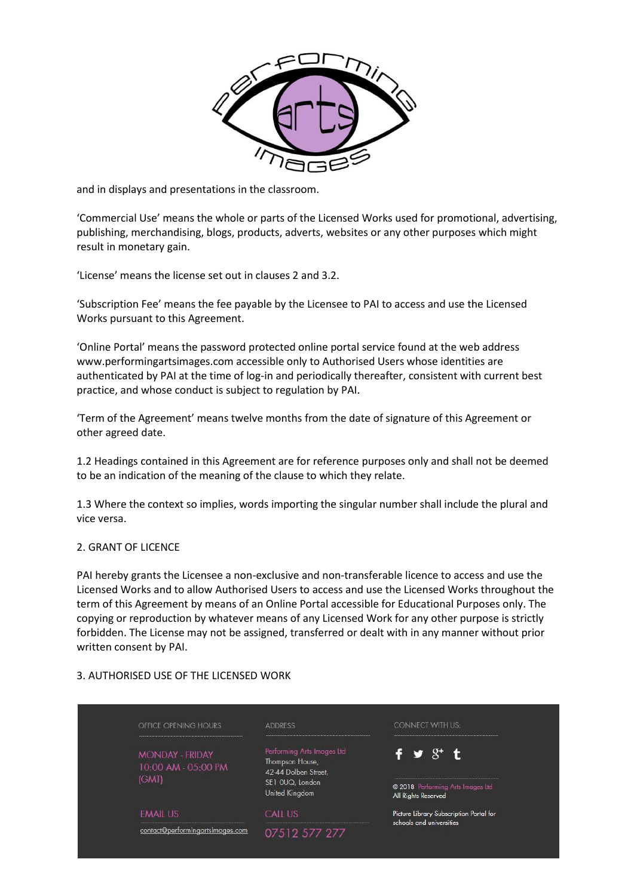and in displays and presentations in the classroom.

'Commercial Use' means the whole or parts of the Licensed Works used for promotional, advertising, publishing, merchandising, blogs, products, adverts, websites or any other purposes which might result in monetary gain.

'License' means the license set out in clauses 2 and 3.2.

'Subscription Fee' means the fee payable by the Licensee to PAI to access and use the Licensed Works pursuant to this Agreement.

'Online Portal' means the password protected online portal service found at the web address www.performingartsimages.com accessible only to Authorised Users whose identities are authenticated by PAI at the time of log-in and periodically thereafter, consistent with current best practice, and whose conduct is subject to regulation by PAI.

'Term of the Agreement' means twelve months from the date of signature of this Agreement or other agreed date.

1.2 Headings contained in this Agreement are for reference purposes only and shall not be deemed to be an indication of the meaning of the clause to which they relate.

1.3 Where the context so implies, words importing the singular number shall include the plural and vice versa.

## 2. GRANT OF LICENCE

PAI hereby grants the Licensee a non-exclusive and non-transferable licence to access and use the Licensed Works and to allow Authorised Users to access and use the Licensed Works throughout the term of this Agreement by means of an Online Portal accessible for Educational Purposes only. The copying or reproduction by whatever means of any Licensed Work for any other purpose is strictly forbidden. The License may not be assigned, transferred or dealt with in any manner without prior written consent by PAI.

## 3. AUTHORISED USE OF THE LICENSED WORK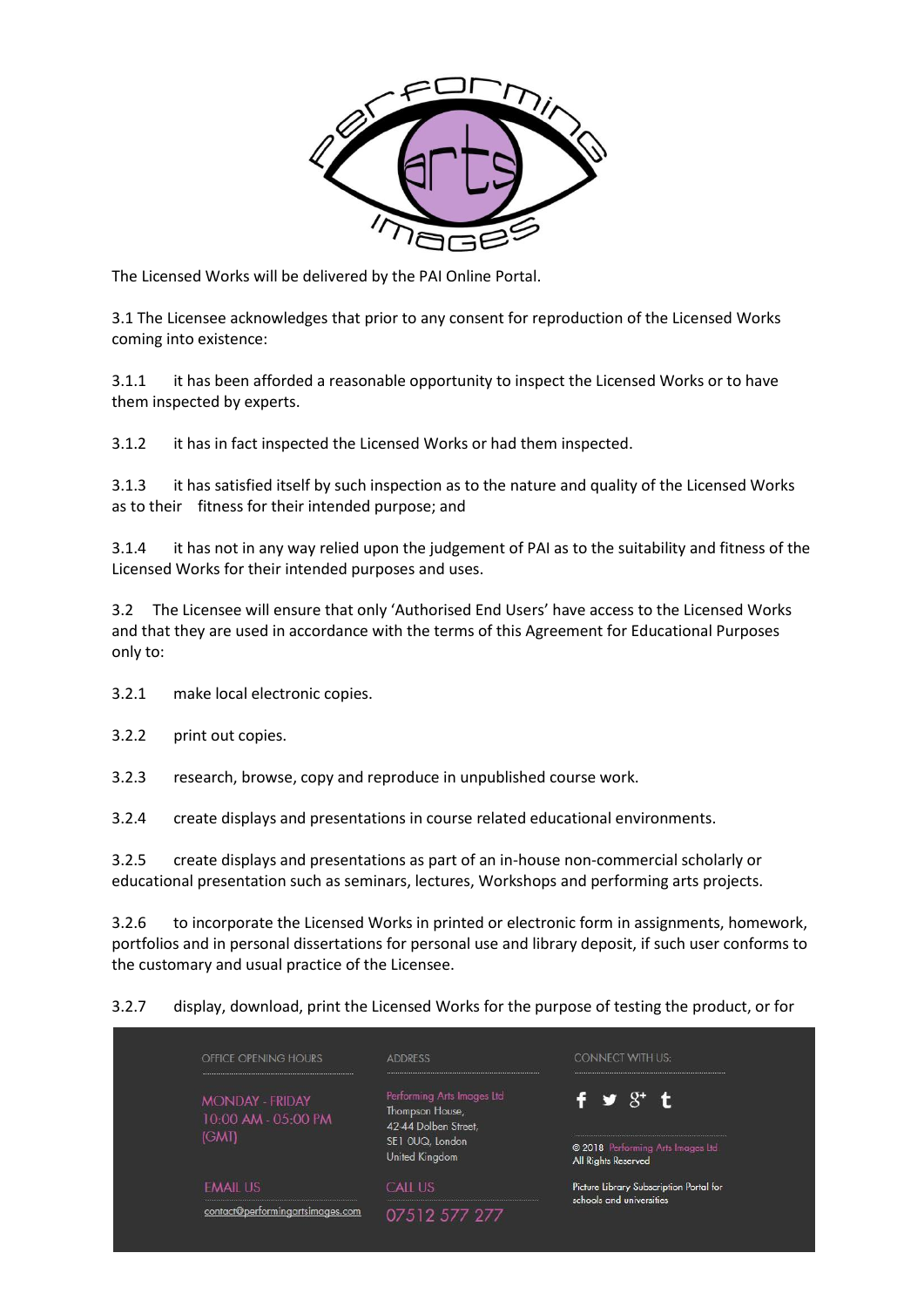The Licensed Works will be delivered by the PAI Online Portal.

3.1 The Licensee acknowledges that prior to any consent for reproduction of the Licensed Works coming into existence:

3.1.1 it has been afforded a reasonable opportunity to inspect the Licensed Works or to have them inspected by experts.

3.1.2 it has in fact inspected the Licensed Works or had them inspected.

3.1.3 it has satisfied itself by such inspection as to the nature and quality of the Licensed Works as to their fitness for their intended purpose; and

3.1.4 it has not in any way relied upon the judgement of PAI as to the suitability and fitness of the Licensed Works for their intended purposes and uses.

3.2 The Licensee will ensure that only 'Authorised End Users' have access to the Licensed Works and that they are used in accordance with the terms of this Agreement for Educational Purposes only to:

3.2.1 make local electronic copies.

3.2.2 print out copies.

3.2.3 research, browse, copy and reproduce in unpublished course work.

3.2.4 create displays and presentations in course related educational environments.

3.2.5 create displays and presentations as part of an in-house non-commercial scholarly or educational presentation such as seminars, lectures, Workshops and performing arts projects.

3.2.6 to incorporate the Licensed Works in printed or electronic form in assignments, homework, portfolios and in personal dissertations for personal use and library deposit, if such user conforms to the customary and usual practice of the Licensee.

3.2.7 display, download, print the Licensed Works for the purpose of testing the product, or for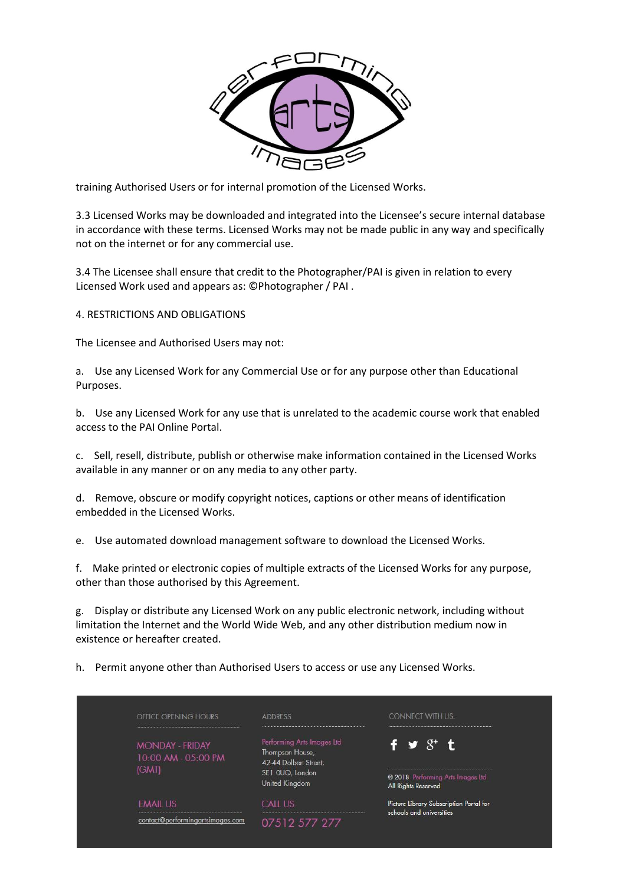training Authorised Users or for internal promotion of the Licensed Works.

3.3 Licensed Works may be downloaded and integrated into the Licensee's secure internal database in accordance with these terms. Licensed Works may not be made public in any way and specifically not on the internet or for any commercial use.

3.4 The Licensee shall ensure that credit to the Photographer/PAI is given in relation to every Licensed Work used and appears as: ©Photographer / PAI .

4. RESTRICTIONS AND OBLIGATIONS

The Licensee and Authorised Users may not:

a. Use any Licensed Work for any Commercial Use or for any purpose other than Educational Purposes.

b. Use any Licensed Work for any use that is unrelated to the academic course work that enabled access to the PAI Online Portal.

c. Sell, resell, distribute, publish or otherwise make information contained in the Licensed Works available in any manner or on any media to any other party.

d. Remove, obscure or modify copyright notices, captions or other means of identification embedded in the Licensed Works.

e. Use automated download management software to download the Licensed Works.

f. Make printed or electronic copies of multiple extracts of the Licensed Works for any purpose, other than those authorised by this Agreement.

g. Display or distribute any Licensed Work on any public electronic network, including without limitation the Internet and the World Wide Web, and any other distribution medium now in existence or hereafter created.

h. Permit anyone other than Authorised Users to access or use any Licensed Works.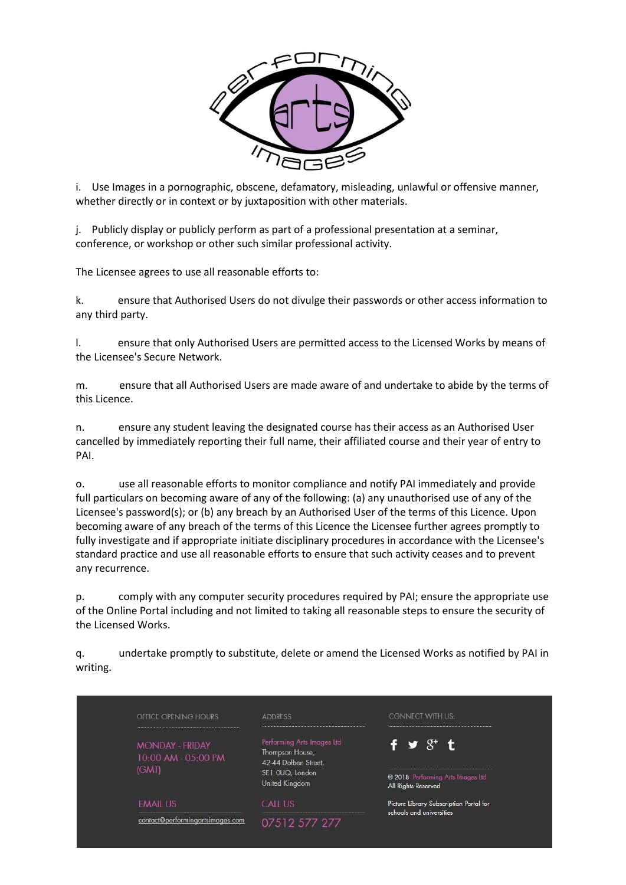i. Use Images in a pornographic, obscene, defamatory, misleading, unlawful or offensive manner, whether directly or in context or by juxtaposition with other materials.

j. Publicly display or publicly perform as part of a professional presentation at a seminar, conference, or workshop or other such similar professional activity.

The Licensee agrees to use all reasonable efforts to:

k. ensure that Authorised Users do not divulge their passwords or other access information to any third party.

l. ensure that only Authorised Users are permitted access to the Licensed Works by means of the Licensee's Secure Network.

m. ensure that all Authorised Users are made aware of and undertake to abide by the terms of this Licence.

n. ensure any student leaving the designated course has their access as an Authorised User cancelled by immediately reporting their full name, their affiliated course and their year of entry to PAI.

o. use all reasonable efforts to monitor compliance and notify PAI immediately and provide full particulars on becoming aware of any of the following: (a) any unauthorised use of any of the Licensee's password(s); or (b) any breach by an Authorised User of the terms of this Licence. Upon becoming aware of any breach of the terms of this Licence the Licensee further agrees promptly to fully investigate and if appropriate initiate disciplinary procedures in accordance with the Licensee's standard practice and use all reasonable efforts to ensure that such activity ceases and to prevent any recurrence.

p. comply with any computer security procedures required by PAI; ensure the appropriate use of the Online Portal including and not limited to taking all reasonable steps to ensure the security of the Licensed Works.

q. undertake promptly to substitute, delete or amend the Licensed Works as notified by PAI in writing.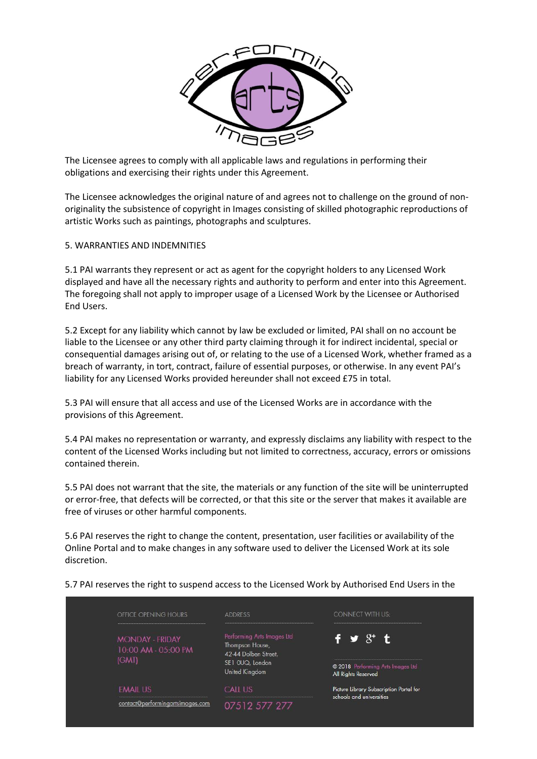The Licensee agrees to comply with all applicable laws and regulations in performing their obligations and exercising their rights under this Agreement.

The Licensee acknowledges the original nature of and agrees not to challenge on the ground of non-originality the subsistence of copyright in Images consisting of skilled photographic reproductions of artistic Works such as paintings, photographs and sculptures.

5. WARRANTIES AND INDEMNITIES

5.1 PAI warrants they represent or act as agent for the copyright holders to any Licensed Work displayed and have all the necessary rights and authority to perform and enter into this Agreement. The foregoing shall not apply to improper usage of a Licensed Work by the Licensee or Authorised End Users.

5.2 Except for any liability which cannot by law be excluded or limited, PAI shall on no account be liable to the Licensee or any other third party claiming through it for indirect incidental, special or consequential damages arising out of, or relating to the use of a Licensed Work, whether framed as a breach of warranty, in tort, contract, failure of essential purposes, or otherwise. In any event PAI's liability for any Licensed Works provided hereunder shall not exceed £75 in total.

5.3 PAI will ensure that all access and use of the Licensed Works are in accordance with the provisions of this Agreement.

5.4 PAI makes no representation or warranty, and expressly disclaims any liability with respect to the content of the Licensed Works including but not limited to correctness, accuracy, errors or omissions contained therein.

5.5 PAI does not warrant that the site, the materials or any function of the site will be uninterrupted or error-free, that defects will be corrected, or that this site or the server that makes it available are free of viruses or other harmful components.

5.6 PAI reserves the right to change the content, presentation, user facilities or availability of the Online Portal and to make changes in any software used to deliver the Licensed Work at its sole discretion.

5.7 PAI reserves the right to suspend access to the Licensed Work by Authorised End Users in the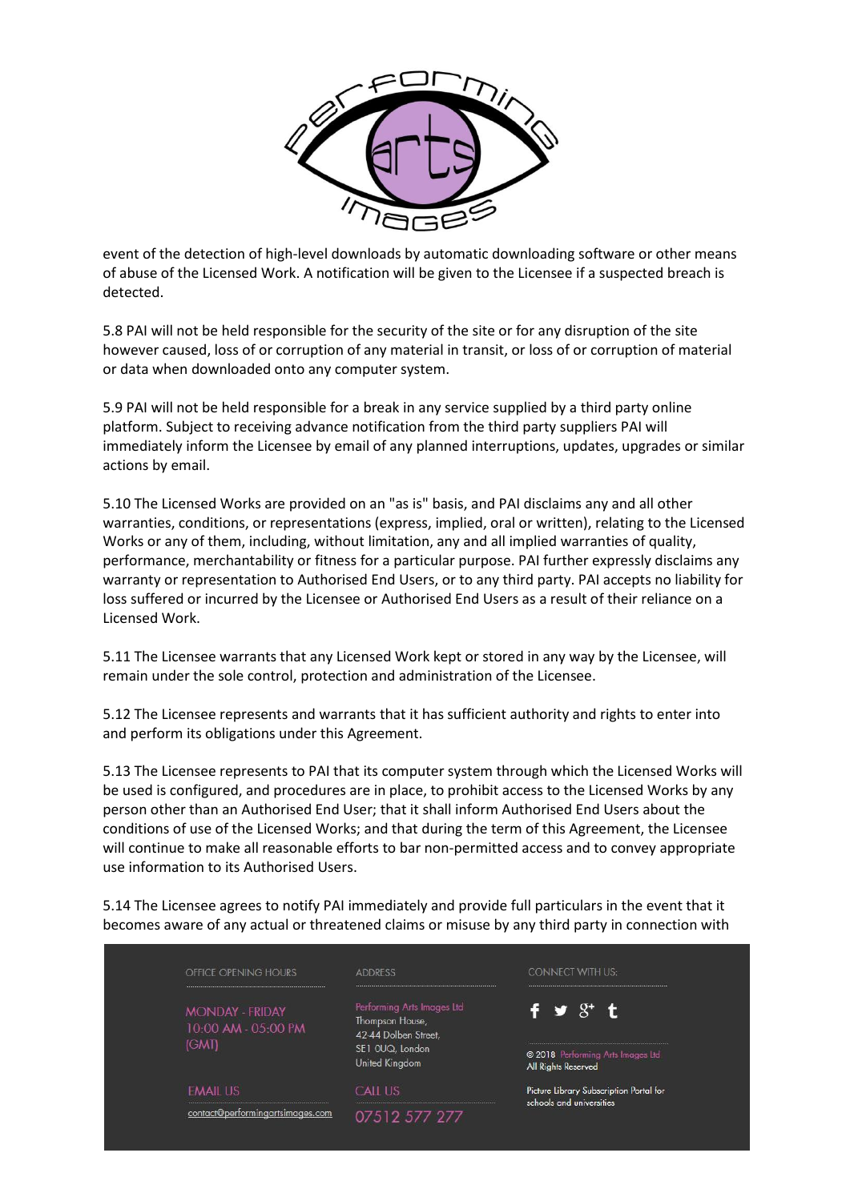event of the detection of high-level downloads by automatic downloading software or other means of abuse of the Licensed Work. A notification will be given to the Licensee if a suspected breach is detected.

5.8 PAI will not be held responsible for the security of the site or for any disruption of the site however caused, loss of or corruption of any material in transit, or loss of or corruption of material or data when downloaded onto any computer system.

5.9 PAI will not be held responsible for a break in any service supplied by a third party online platform. Subject to receiving advance notification from the third party suppliers PAI will immediately inform the Licensee by email of any planned interruptions, updates, upgrades or similar actions by email.

5.10 The Licensed Works are provided on an "as is" basis, and PAI disclaims any and all other warranties, conditions, or representations (express, implied, oral or written), relating to the Licensed Works or any of them, including, without limitation, any and all implied warranties of quality, performance, merchantability or fitness for a particular purpose. PAI further expressly disclaims any warranty or representation to Authorised End Users, or to any third party. PAI accepts no liability for loss suffered or incurred by the Licensee or Authorised End Users as a result of their reliance on a Licensed Work.

5.11 The Licensee warrants that any Licensed Work kept or stored in any way by the Licensee, will remain under the sole control, protection and administration of the Licensee.

5.12 The Licensee represents and warrants that it has sufficient authority and rights to enter into and perform its obligations under this Agreement.

5.13 The Licensee represents to PAI that its computer system through which the Licensed Works will be used is configured, and procedures are in place, to prohibit access to the Licensed Works by any person other than an Authorised End User; that it shall inform Authorised End Users about the conditions of use of the Licensed Works; and that during the term of this Agreement, the Licensee will continue to make all reasonable efforts to bar non-permitted access and to convey appropriate use information to its Authorised Users.

5.14 The Licensee agrees to notify PAI immediately and provide full particulars in the event that it becomes aware of any actual or threatened claims or misuse by any third party in connection with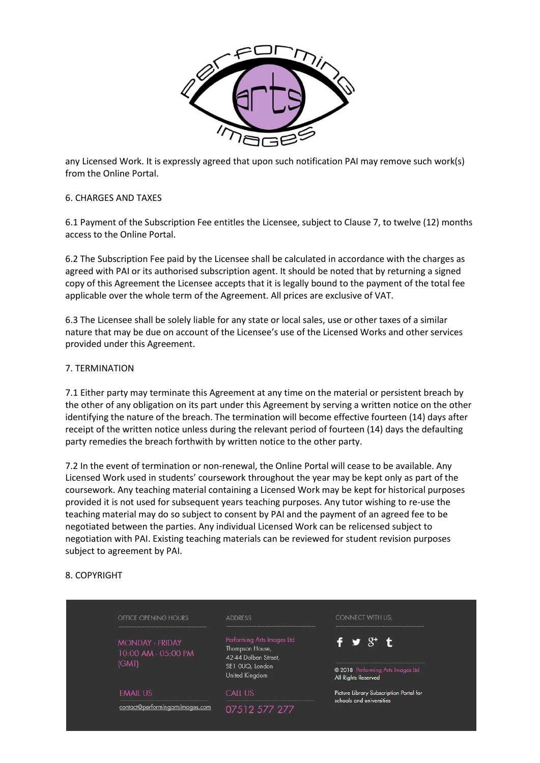any Licensed Work. It is expressly agreed that upon such notification PAI may remove such work(s) from the Online Portal.

## 6. CHARGES AND TAXES

6.1 Payment of the Subscription Fee entitles the Licensee, subject to Clause 7, to twelve (12) months access to the Online Portal.

6.2 The Subscription Fee paid by the Licensee shall be calculated in accordance with the charges as agreed with PAI or its authorised subscription agent. It should be noted that by returning a signed copy of this Agreement the Licensee accepts that it is legally bound to the payment of the total fee applicable over the whole term of the Agreement. All prices are exclusive of VAT.

6.3 The Licensee shall be solely liable for any state or local sales, use or other taxes of a similar nature that may be due on account of the Licensee's use of the Licensed Works and other services provided under this Agreement.

## 7. TERMINATION

7.1 Either party may terminate this Agreement at any time on the material or persistent breach by the other of any obligation on its part under this Agreement by serving a written notice on the other identifying the nature of the breach. The termination will become effective fourteen (14) days after receipt of the written notice unless during the relevant period of fourteen (14) days the defaulting party remedies the breach forthwith by written notice to the other party.

7.2 In the event of termination or non-renewal, the Online Portal will cease to be available. Any Licensed Work used in students' coursework throughout the year may be kept only as part of the coursework. Any teaching material containing a Licensed Work may be kept for historical purposes provided it is not used for subsequent years teaching purposes. Any tutor wishing to re-use the teaching material may do so subject to consent by PAI and the payment of an agreed fee to be negotiated between the parties. Any individual Licensed Work can be relicensed subject to negotiation with PAI. Existing teaching materials can be reviewed for student revision purposes subject to agreement by PAI.

## 8. COPYRIGHT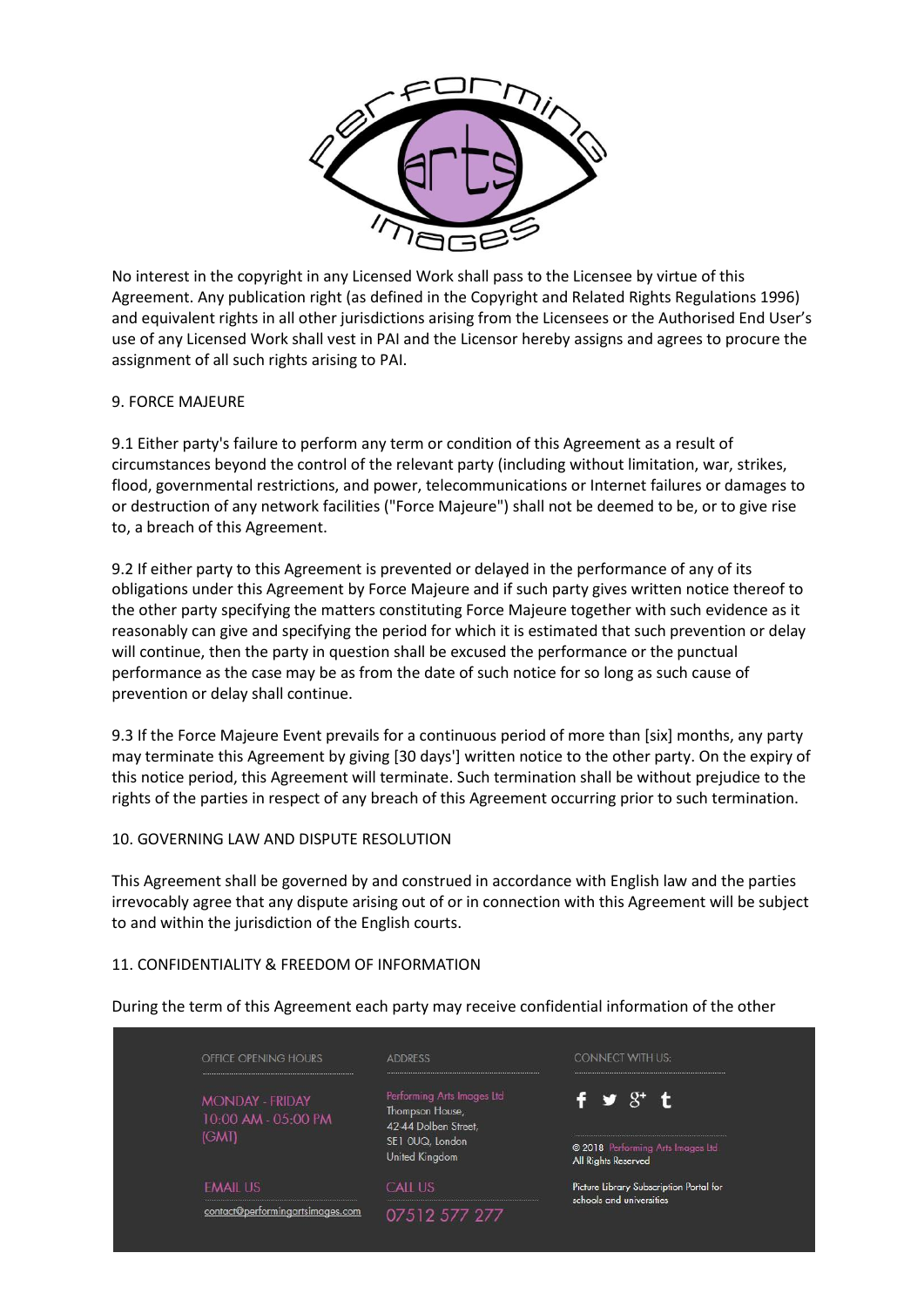No interest in the copyright in any Licensed Work shall pass to the Licensee by virtue of this Agreement. Any publication right (as defined in the Copyright and Related Rights Regulations 1996) and equivalent rights in all other jurisdictions arising from the Licensees or the Authorised End User's use of any Licensed Work shall vest in PAI and the Licensor hereby assigns and agrees to procure the assignment of all such rights arising to PAI.

## 9. FORCE MAJEURE

9.1 Either party's failure to perform any term or condition of this Agreement as a result of circumstances beyond the control of the relevant party (including without limitation, war, strikes, flood, governmental restrictions, and power, telecommunications or Internet failures or damages to or destruction of any network facilities ("Force Majeure") shall not be deemed to be, or to give rise to, a breach of this Agreement.

9.2 If either party to this Agreement is prevented or delayed in the performance of any of its obligations under this Agreement by Force Majeure and if such party gives written notice thereof to the other party specifying the matters constituting Force Majeure together with such evidence as it reasonably can give and specifying the period for which it is estimated that such prevention or delay will continue, then the party in question shall be excused the performance or the punctual performance as the case may be as from the date of such notice for so long as such cause of prevention or delay shall continue.

9.3 If the Force Majeure Event prevails for a continuous period of more than [six] months, any party may terminate this Agreement by giving [30 days'] written notice to the other party. On the expiry of this notice period, this Agreement will terminate. Such termination shall be without prejudice to the rights of the parties in respect of any breach of this Agreement occurring prior to such termination.

## 10. GOVERNING LAW AND DISPUTE RESOLUTION

This Agreement shall be governed by and construed in accordance with English law and the parties irrevocably agree that any dispute arising out of or in connection with this Agreement will be subject to and within the jurisdiction of the English courts.

## 11. CONFIDENTIALITY & FREEDOM OF INFORMATION

During the term of this Agreement each party may receive confidential information of the other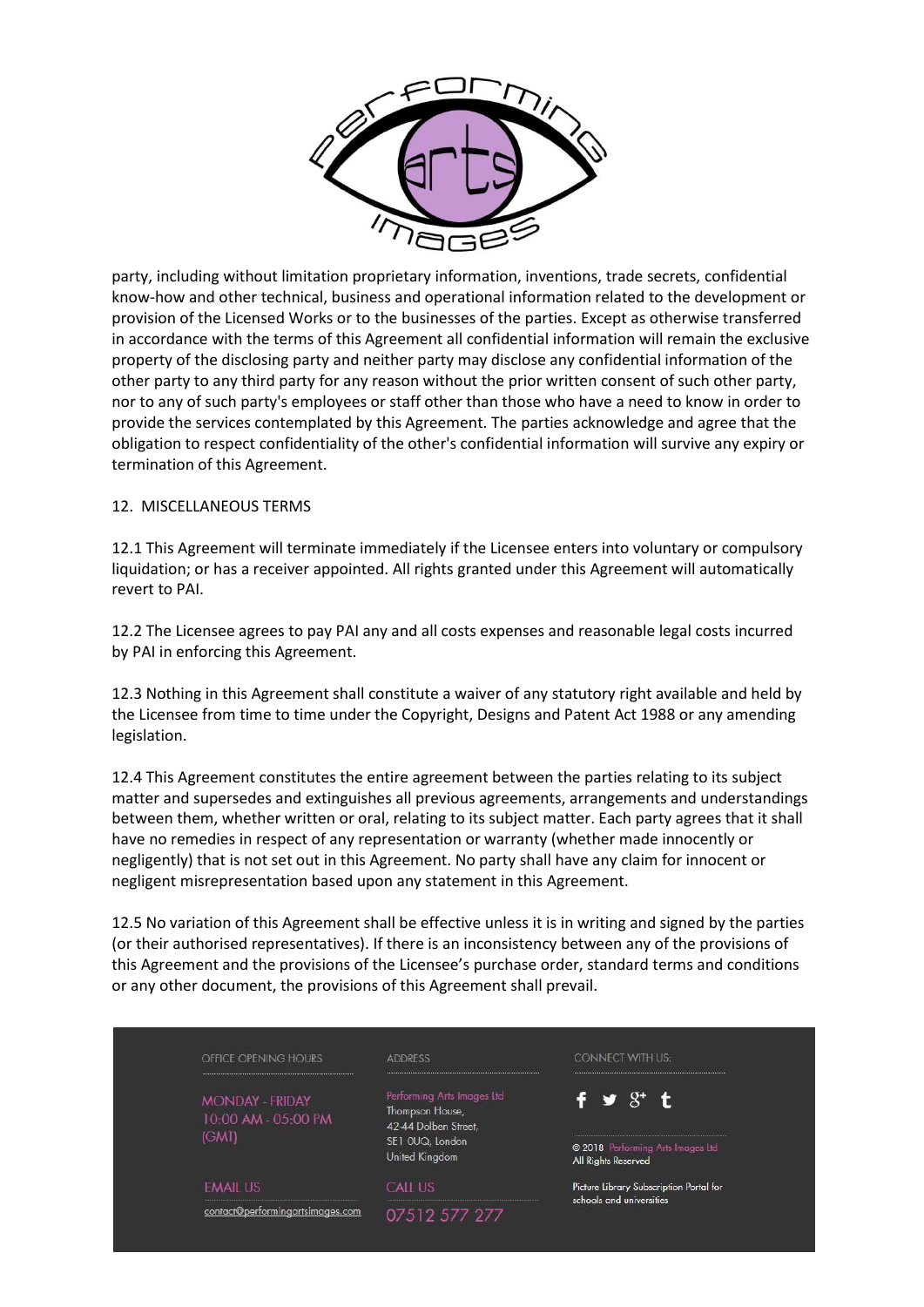party, including without limitation proprietary information, inventions, trade secrets, confidential know-how and other technical, business and operational information related to the development or provision of the Licensed Works or to the businesses of the parties. Except as otherwise transferred in accordance with the terms of this Agreement all confidential information will remain the exclusive property of the disclosing party and neither party may disclose any confidential information of the other party to any third party for any reason without the prior written consent of such other party, nor to any of such party's employees or staff other than those who have a need to know in order to provide the services contemplated by this Agreement. The parties acknowledge and agree that the obligation to respect confidentiality of the other's confidential information will survive any expiry or termination of this Agreement.

12. MISCELLANEOUS TERMS

12.1 This Agreement will terminate immediately if the Licensee enters into voluntary or compulsory liquidation; or has a receiver appointed. All rights granted under this Agreement will automatically revert to PAI.

12.2 The Licensee agrees to pay PAI any and all costs expenses and reasonable legal costs incurred by PAI in enforcing this Agreement.

12.3 Nothing in this Agreement shall constitute a waiver of any statutory right available and held by the Licensee from time to time under the Copyright, Designs and Patent Act 1988 or any amending legislation.

12.4 This Agreement constitutes the entire agreement between the parties relating to its subject matter and supersedes and extinguishes all previous agreements, arrangements and understandings between them, whether written or oral, relating to its subject matter. Each party agrees that it shall have no remedies in respect of any representation or warranty (whether made innocently or negligently) that is not set out in this Agreement. No party shall have any claim for innocent or negligent misrepresentation based upon any statement in this Agreement.

12.5 No variation of this Agreement shall be effective unless it is in writing and signed by the parties (or their authorised representatives). If there is an inconsistency between any of the provisions of this Agreement and the provisions of the Licensee's purchase order, standard terms and conditions or any other document, the provisions of this Agreement shall prevail.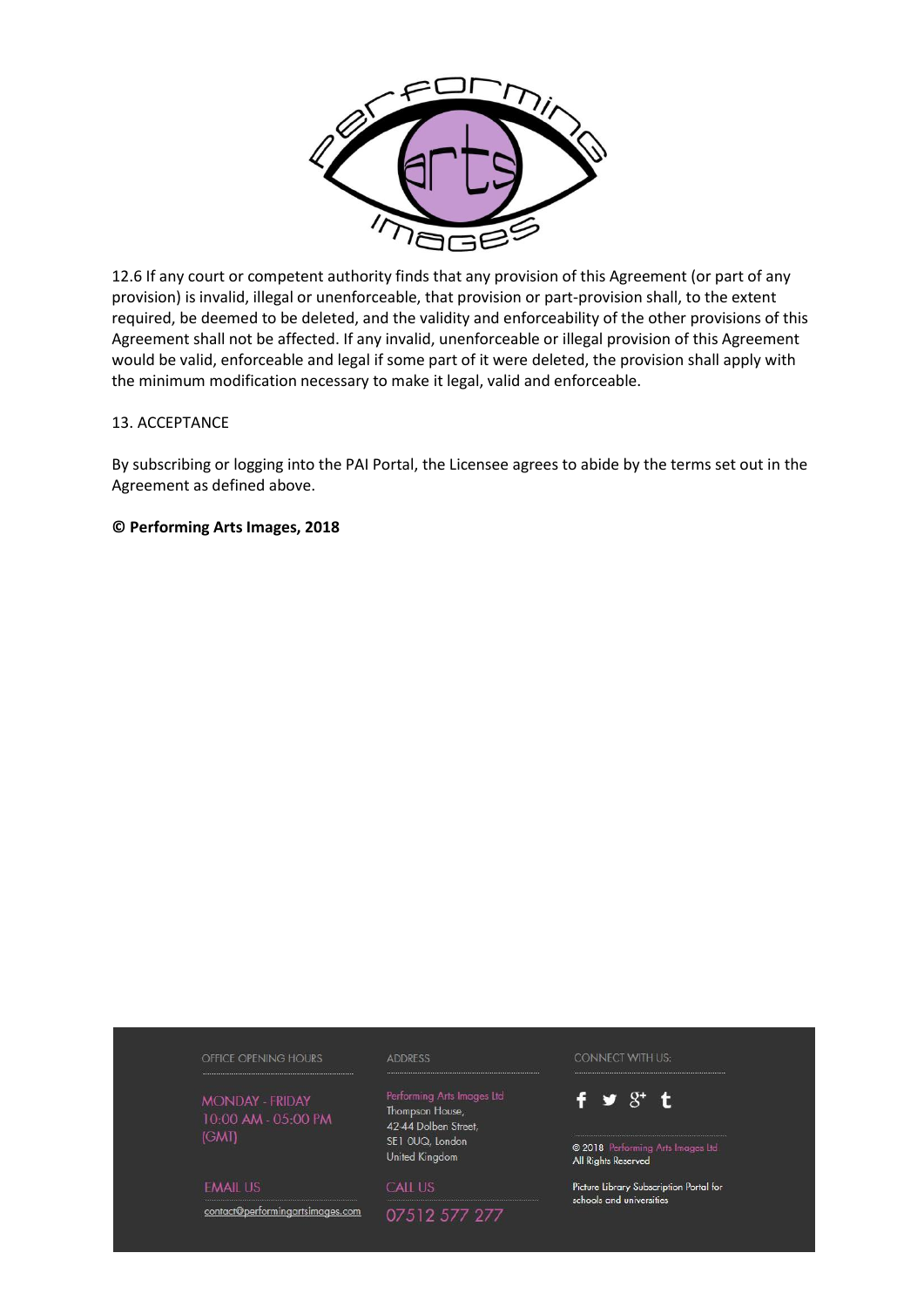12.6 If any court or competent authority finds that any provision of this Agreement (or part of any provision) is invalid, illegal or unenforceable, that provision or part-provision shall, to the extent required, be deemed to be deleted, and the validity and enforceability of the other provisions of this Agreement shall not be affected. If any invalid, unenforceable or illegal provision of this Agreement would be valid, enforceable and legal if some part of it were deleted, the provision shall apply with the minimum modification necessary to make it legal, valid and enforceable.

13. ACCEPTANCE

By subscribing or logging into the PAI Portal, the Licensee agrees to abide by the terms set out in the Agreement as defined above.

**© Performing Arts Images, 2018**

OFFICE OPENING HOURS

MONDAY - FRIDAY
10:00 AM - 05:00 PM
(GMT)

EMAIL US

contact@performingartsimages.com

ADDRESS

Performing Arts Images Ltd
Thompson House,
42-44 Dolben Street,
SE1 0UQ, London
United Kingdom

CALL US

07512 577 277

CONNECT WITH US:

© 2018 Performing Arts Images Ltd
All Rights Reserved

Picture Library Subscription Portal for schools and universities